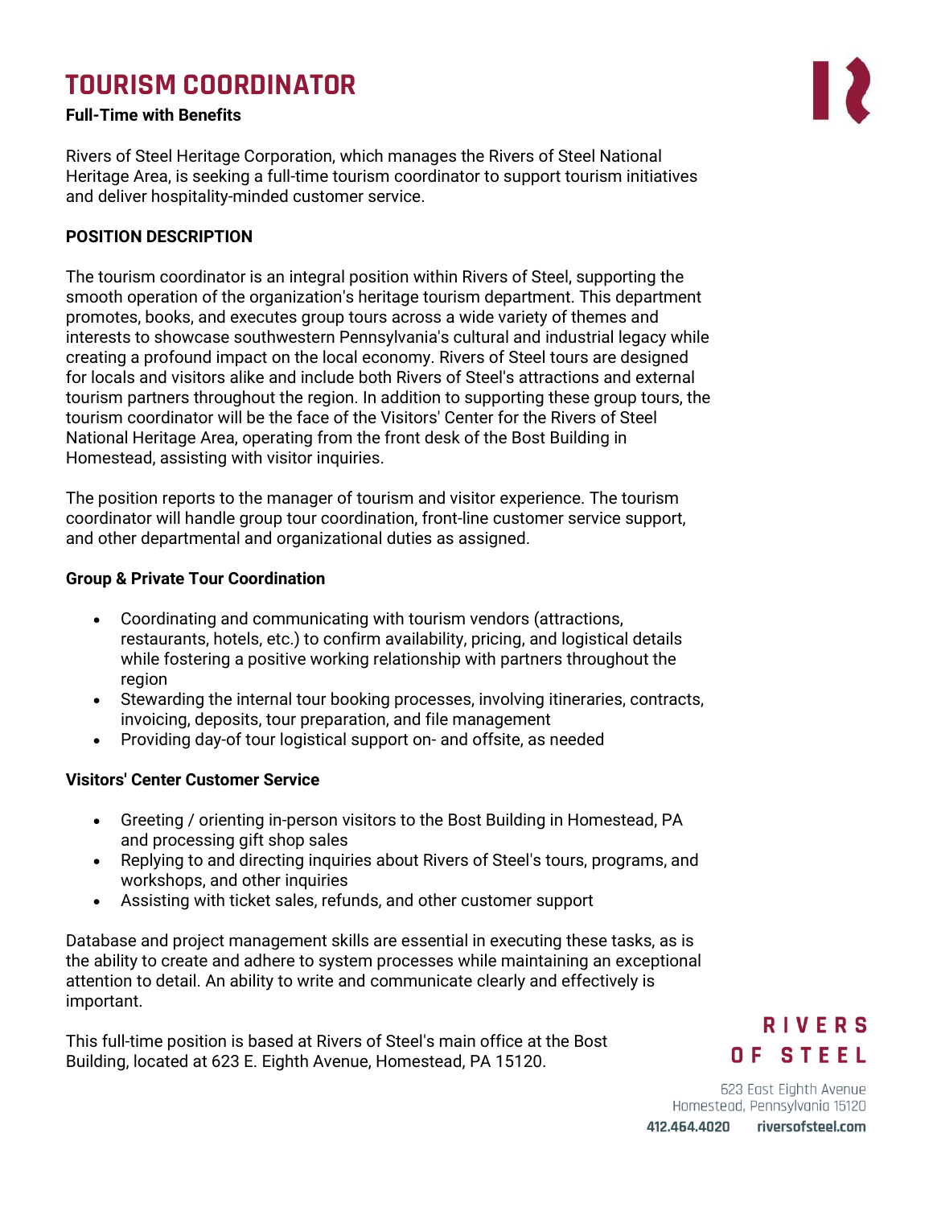# TOURISM COORDINATOR

**Full-Time with Benefits**

Rivers of Steel Heritage Corporation, which manages the Rivers of Steel National Heritage Area, is seeking a full-time tourism coordinator to support tourism initiatives and deliver hospitality-minded customer service.

## POSITION DESCRIPTION

The tourism coordinator is an integral position within Rivers of Steel, supporting the smooth operation of the organization's heritage tourism department. This department promotes, books, and executes group tours across a wide variety of themes and interests to showcase southwestern Pennsylvania's cultural and industrial legacy while creating a profound impact on the local economy. Rivers of Steel tours are designed for locals and visitors alike and include both Rivers of Steel's attractions and external tourism partners throughout the region. In addition to supporting these group tours, the tourism coordinator will be the face of the Visitors' Center for the Rivers of Steel National Heritage Area, operating from the front desk of the Bost Building in Homestead, assisting with visitor inquiries.

The position reports to the manager of tourism and visitor experience. The tourism coordinator will handle group tour coordination, front-line customer service support, and other departmental and organizational duties as assigned.

### Group & Private Tour Coordination

- Coordinating and communicating with tourism vendors (attractions, restaurants, hotels, etc.) to confirm availability, pricing, and logistical details while fostering a positive working relationship with partners throughout the region
- Stewarding the internal tour booking processes, involving itineraries, contracts, invoicing, deposits, tour preparation, and file management
- Providing day-of tour logistical support on- and offsite, as needed

### Visitors' Center Customer Service

- Greeting / orienting in-person visitors to the Bost Building in Homestead, PA and processing gift shop sales
- Replying to and directing inquiries about Rivers of Steel's tours, programs, and workshops, and other inquiries
- Assisting with ticket sales, refunds, and other customer support

Database and project management skills are essential in executing these tasks, as is the ability to create and adhere to system processes while maintaining an exceptional attention to detail. An ability to write and communicate clearly and effectively is important.

This full-time position is based at Rivers of Steel's main office at the Bost Building, located at 623 E. Eighth Avenue, Homestead, PA 15120.

RIVERS OF STEEL
623 East Eighth Avenue
Homestead, Pennsylvania 15120
412.464.4020 riversofsteel.com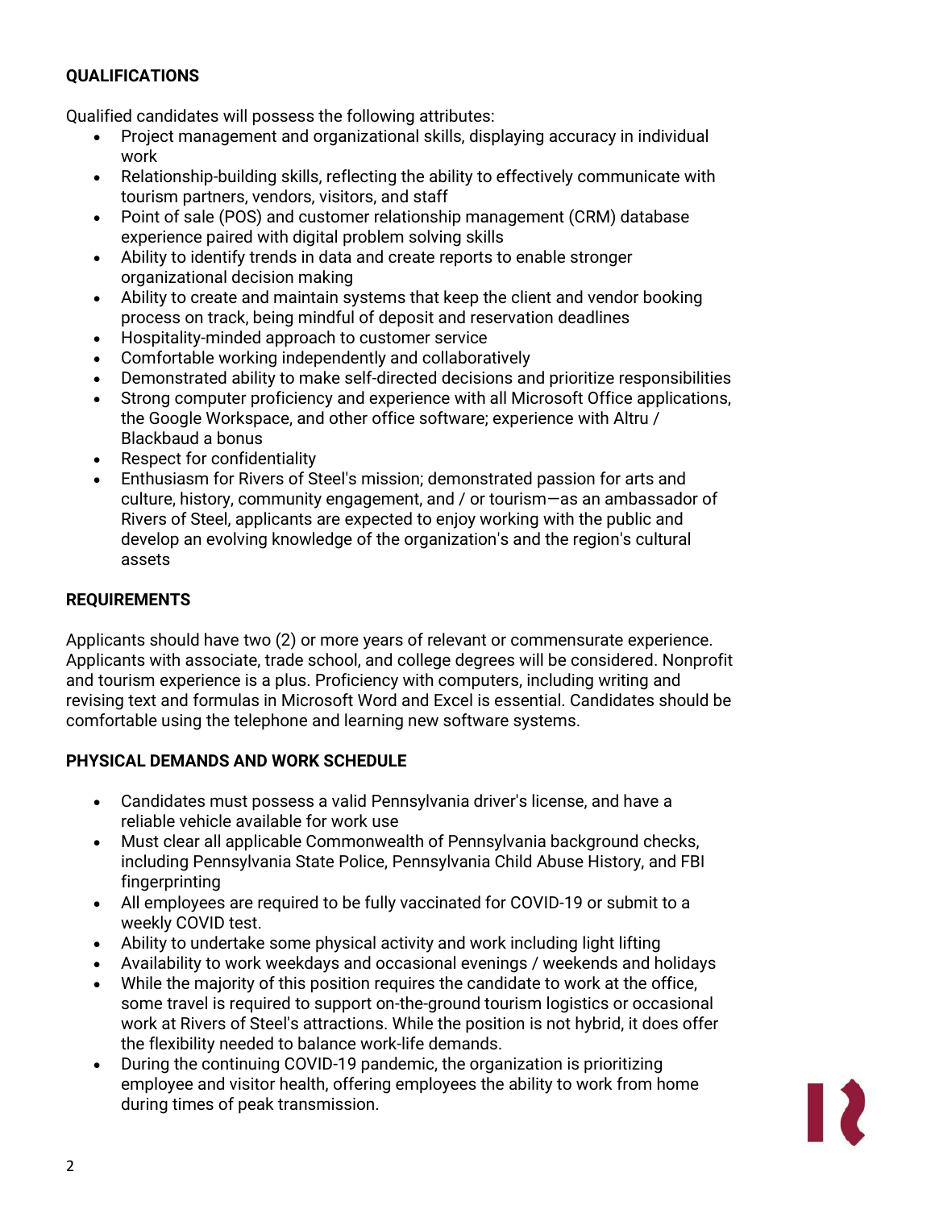## QUALIFICATIONS

Qualified candidates will possess the following attributes:

- Project management and organizational skills, displaying accuracy in individual work
- Relationship-building skills, reflecting the ability to effectively communicate with tourism partners, vendors, visitors, and staff
- Point of sale (POS) and customer relationship management (CRM) database experience paired with digital problem solving skills
- Ability to identify trends in data and create reports to enable stronger organizational decision making
- Ability to create and maintain systems that keep the client and vendor booking process on track, being mindful of deposit and reservation deadlines
- Hospitality-minded approach to customer service
- Comfortable working independently and collaboratively
- Demonstrated ability to make self-directed decisions and prioritize responsibilities
- Strong computer proficiency and experience with all Microsoft Office applications, the Google Workspace, and other office software; experience with Altru / Blackbaud a bonus
- Respect for confidentiality
- Enthusiasm for Rivers of Steel's mission; demonstrated passion for arts and culture, history, community engagement, and / or tourism—as an ambassador of Rivers of Steel, applicants are expected to enjoy working with the public and develop an evolving knowledge of the organization's and the region's cultural assets

## REQUIREMENTS

Applicants should have two (2) or more years of relevant or commensurate experience. Applicants with associate, trade school, and college degrees will be considered. Nonprofit and tourism experience is a plus. Proficiency with computers, including writing and revising text and formulas in Microsoft Word and Excel is essential. Candidates should be comfortable using the telephone and learning new software systems.

## PHYSICAL DEMANDS AND WORK SCHEDULE

- Candidates must possess a valid Pennsylvania driver's license, and have a reliable vehicle available for work use
- Must clear all applicable Commonwealth of Pennsylvania background checks, including Pennsylvania State Police, Pennsylvania Child Abuse History, and FBI fingerprinting
- All employees are required to be fully vaccinated for COVID-19 or submit to a weekly COVID test.
- Ability to undertake some physical activity and work including light lifting
- Availability to work weekdays and occasional evenings / weekends and holidays
- While the majority of this position requires the candidate to work at the office, some travel is required to support on-the-ground tourism logistics or occasional work at Rivers of Steel's attractions. While the position is not hybrid, it does offer the flexibility needed to balance work-life demands.
- During the continuing COVID-19 pandemic, the organization is prioritizing employee and visitor health, offering employees the ability to work from home during times of peak transmission.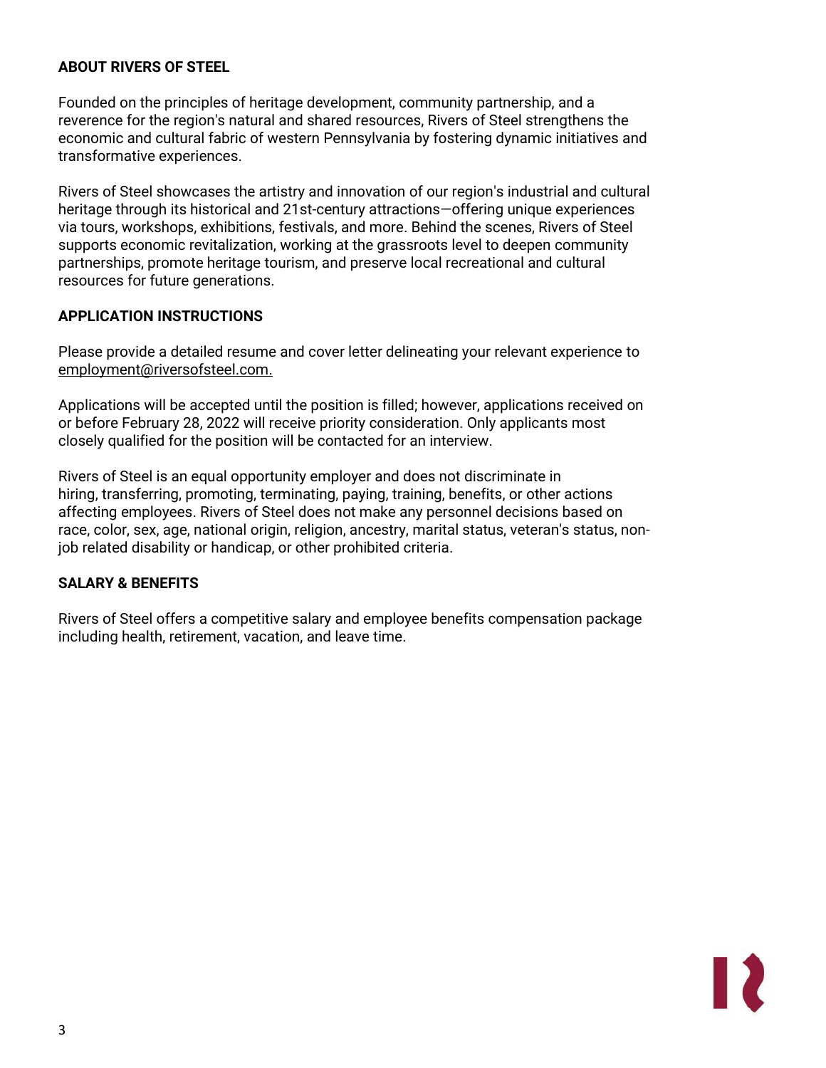**ABOUT RIVERS OF STEEL**

Founded on the principles of heritage development, community partnership, and a reverence for the region's natural and shared resources, Rivers of Steel strengthens the economic and cultural fabric of western Pennsylvania by fostering dynamic initiatives and transformative experiences.

Rivers of Steel showcases the artistry and innovation of our region's industrial and cultural heritage through its historical and 21st-century attractions—offering unique experiences via tours, workshops, exhibitions, festivals, and more. Behind the scenes, Rivers of Steel supports economic revitalization, working at the grassroots level to deepen community partnerships, promote heritage tourism, and preserve local recreational and cultural resources for future generations.

**APPLICATION INSTRUCTIONS**

Please provide a detailed resume and cover letter delineating your relevant experience to employment@riversofsteel.com.

Applications will be accepted until the position is filled; however, applications received on or before February 28, 2022 will receive priority consideration. Only applicants most closely qualified for the position will be contacted for an interview.

Rivers of Steel is an equal opportunity employer and does not discriminate in hiring, transferring, promoting, terminating, paying, training, benefits, or other actions affecting employees. Rivers of Steel does not make any personnel decisions based on race, color, sex, age, national origin, religion, ancestry, marital status, veteran's status, non-job related disability or handicap, or other prohibited criteria.

**SALARY & BENEFITS**

Rivers of Steel offers a competitive salary and employee benefits compensation package including health, retirement, vacation, and leave time.